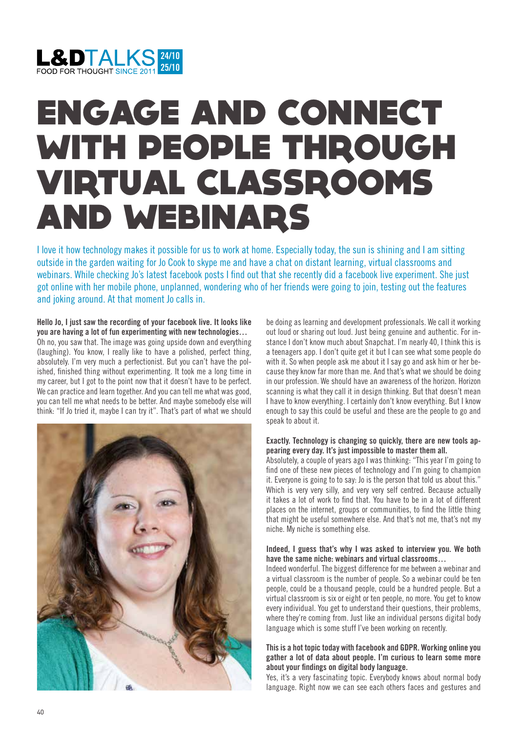# ENGAGE AND CONNECT WITH PEOPLE THROUGH VIRTUAL CLASSROOMS AND WEBINARS

I love it how technology makes it possible for us to work at home. Especially today, the sun is shining and I am sitting outside in the garden waiting for Jo Cook to skype me and have a chat on distant learning, virtual classrooms and webinars. While checking Jo's latest facebook posts I find out that she recently did a facebook live experiment. She just got online with her mobile phone, unplanned, wondering who of her friends were going to join, testing out the features and joking around. At that moment Jo calls in.

**Hello Jo, I just saw the recording of your facebook live. It looks like you are having a lot of fun experimenting with new technologies…**

Oh no, you saw that. The image was going upside down and everything (laughing). You know, I really like to have a polished, perfect thing, absolutely. I'm very much a perfectionist. But you can't have the polished, finished thing without experimenting. It took me a long time in my career, but I got to the point now that it doesn't have to be perfect. We can practice and learn together. And you can tell me what was good, you can tell me what needs to be better. And maybe somebody else will think: "If Jo tried it, maybe I can try it". That's part of what we should be doing as learning and development professionals. We call it working out loud or sharing out loud. Just being genuine and authentic. For instance I don't know much about Snapchat. I'm nearly 40, I think this is a teenagers app. I don't quite get it but I can see what some people do with it. So when people ask me about it I say go and ask him or her because they know far more than me. And that's what we should be doing in our profession. We should have an awareness of the horizon. Horizon scanning is what they call it in design thinking. But that doesn't mean I have to know everything. I certainly don't know everything. But I know enough to say this could be useful and these are the people to go and speak to about it.

**Exactly. Technology is changing so quickly, there are new tools appearing every day. It's just impossible to master them all.**

Absolutely, a couple of years ago I was thinking: "This year I'm going to find one of these new pieces of technology and I'm going to champion it. Everyone is going to to say: Jo is the person that told us about this." Which is very very silly, and very very self centred. Because actually it takes a lot of work to find that. You have to be in a lot of different places on the internet, groups or communities, to find the little thing that might be useful somewhere else. And that's not me, that's not my niche. My niche is something else.

**Indeed, I guess that's why I was asked to interview you. We both have the same niche: webinars and virtual classrooms…**

Indeed wonderful. The biggest difference for me between a webinar and a virtual classroom is the number of people. So a webinar could be ten people, could be a thousand people, could be a hundred people. But a virtual classroom is six or eight or ten people, no more. You get to know every individual. You get to understand their questions, their problems, where they're coming from. Just like an individual persons digital body language which is some stuff I've been working on recently.

**This is a hot topic today with facebook and GDPR. Working online you gather a lot of data about people. I'm curious to learn some more about your findings on digital body language.**

Yes, it's a very fascinating topic. Everybody knows about normal body language. Right now we can see each others faces and gestures and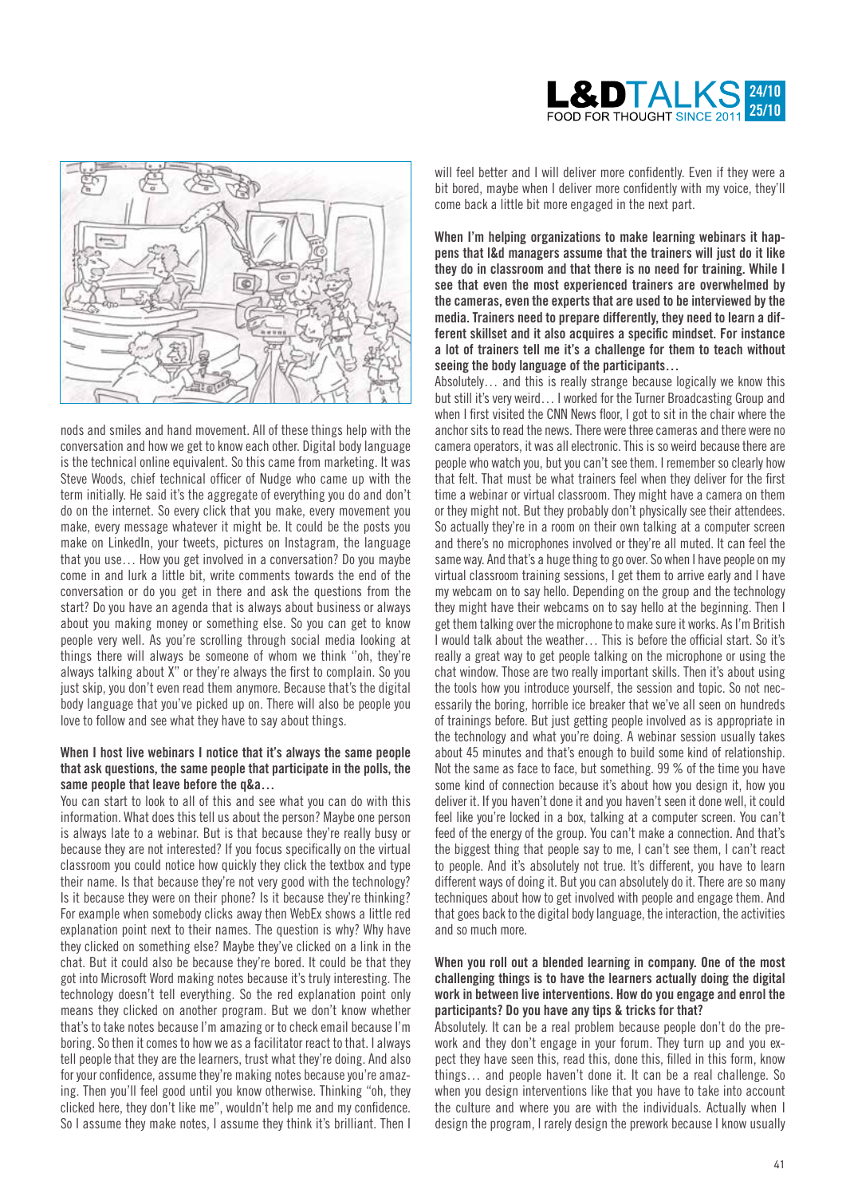nods and smiles and hand movement. All of these things help with the conversation and how we get to know each other. Digital body language is the technical online equivalent. So this came from marketing. It was Steve Woods, chief technical officer of Nudge who came up with the term initially. He said it's the aggregate of everything you do and don't do on the internet. So every click that you make, every movement you make, every message whatever it might be. It could be the posts you make on LinkedIn, your tweets, pictures on Instagram, the language that you use… How you get involved in a conversation? Do you maybe come in and lurk a little bit, write comments towards the end of the conversation or do you get in there and ask the questions from the start? Do you have an agenda that is always about business or always about you making money or something else. So you can get to know people very well. As you're scrolling through social media looking at things there will always be someone of whom we think ''oh, they're always talking about X" or they're always the first to complain. So you just skip, you don't even read them anymore. Because that's the digital body language that you've picked up on. There will also be people you love to follow and see what they have to say about things.

**When I host live webinars I notice that it's always the same people that ask questions, the same people that participate in the polls, the same people that leave before the q&a…**

You can start to look to all of this and see what you can do with this information. What does this tell us about the person? Maybe one person is always late to a webinar. But is that because they're really busy or because they are not interested? If you focus specifically on the virtual classroom you could notice how quickly they click the textbox and type their name. Is that because they're not very good with the technology? Is it because they were on their phone? Is it because they're thinking? For example when somebody clicks away then WebEx shows a little red explanation point next to their names. The question is why? Why have they clicked on something else? Maybe they've clicked on a link in the chat. But it could also be because they're bored. It could be that they got into Microsoft Word making notes because it's truly interesting. The technology doesn't tell everything. So the red explanation point only means they clicked on another program. But we don't know whether that's to take notes because I'm amazing or to check email because I'm boring. So then it comes to how we as a facilitator react to that. I always tell people that they are the learners, trust what they're doing. And also for your confidence, assume they're making notes because you're amazing. Then you'll feel good until you know otherwise. Thinking "oh, they clicked here, they don't like me", wouldn't help me and my confidence. So I assume they make notes, I assume they think it's brilliant. Then I will feel better and I will deliver more confidently. Even if they were a bit bored, maybe when I deliver more confidently with my voice, they'll come back a little bit more engaged in the next part.

**When I'm helping organizations to make learning webinars it happens that l&d managers assume that the trainers will just do it like they do in classroom and that there is no need for training. While I see that even the most experienced trainers are overwhelmed by the cameras, even the experts that are used to be interviewed by the media. Trainers need to prepare differently, they need to learn a different skillset and it also acquires a specific mindset. For instance a lot of trainers tell me it's a challenge for them to teach without seeing the body language of the participants…**

Absolutely… and this is really strange because logically we know this but still it's very weird… I worked for the Turner Broadcasting Group and when I first visited the CNN News floor, I got to sit in the chair where the anchor sits to read the news. There were three cameras and there were no camera operators, it was all electronic. This is so weird because there are people who watch you, but you can't see them. I remember so clearly how that felt. That must be what trainers feel when they deliver for the first time a webinar or virtual classroom. They might have a camera on them or they might not. But they probably don't physically see their attendees. So actually they're in a room on their own talking at a computer screen and there's no microphones involved or they're all muted. It can feel the same way. And that's a huge thing to go over. So when I have people on my virtual classroom training sessions, I get them to arrive early and I have my webcam on to say hello. Depending on the group and the technology they might have their webcams on to say hello at the beginning. Then I get them talking over the microphone to make sure it works. As I'm British I would talk about the weather… This is before the official start. So it's really a great way to get people talking on the microphone or using the chat window. Those are two really important skills. Then it's about using the tools how you introduce yourself, the session and topic. So not necessarily the boring, horrible ice breaker that we've all seen on hundreds of trainings before. But just getting people involved as is appropriate in the technology and what you're doing. A webinar session usually takes about 45 minutes and that's enough to build some kind of relationship. Not the same as face to face, but something. 99 % of the time you have some kind of connection because it's about how you design it, how you deliver it. If you haven't done it and you haven't seen it done well, it could feel like you're locked in a box, talking at a computer screen. You can't feed of the energy of the group. You can't make a connection. And that's the biggest thing that people say to me, I can't see them, I can't react to people. And it's absolutely not true. It's different, you have to learn different ways of doing it. But you can absolutely do it. There are so many techniques about how to get involved with people and engage them. And that goes back to the digital body language, the interaction, the activities and so much more.

**When you roll out a blended learning in company. One of the most challenging things is to have the learners actually doing the digital work in between live interventions. How do you engage and enrol the participants? Do you have any tips & tricks for that?**

Absolutely. It can be a real problem because people don't do the prework and they don't engage in your forum. They turn up and you expect they have seen this, read this, done this, filled in this form, know things… and people haven't done it. It can be a real challenge. So when you design interventions like that you have to take into account the culture and where you are with the individuals. Actually when I design the program, I rarely design the prework because I know usually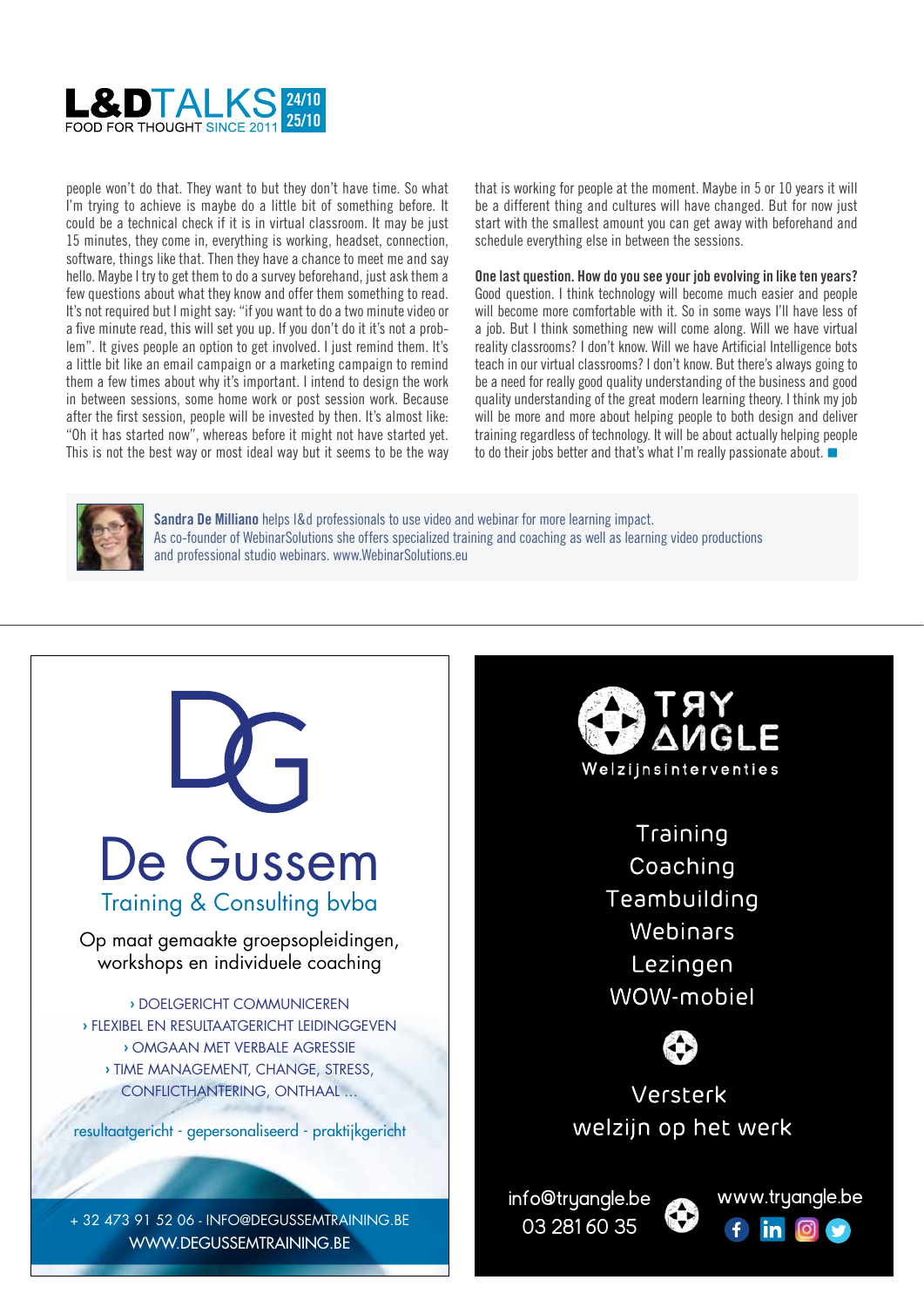people won't do that. They want to but they don't have time. So what I'm trying to achieve is maybe do a little bit of something before. It could be a technical check if it is in virtual classroom. It may be just 15 minutes, they come in, everything is working, headset, connection, software, things like that. Then they have a chance to meet me and say hello. Maybe I try to get them to do a survey beforehand, just ask them a few questions about what they know and offer them something to read. It's not required but I might say: "if you want to do a two minute video or a five minute read, this will set you up. If you don't do it it's not a problem". It gives people an option to get involved. I just remind them. It's a little bit like an email campaign or a marketing campaign to remind them a few times about why it's important. I intend to design the work in between sessions, some home work or post session work. Because after the first session, people will be invested by then. It's almost like: "Oh it has started now", whereas before it might not have started yet. This is not the best way or most ideal way but it seems to be the way that is working for people at the moment. Maybe in 5 or 10 years it will be a different thing and cultures will have changed. But for now just start with the smallest amount you can get away with beforehand and schedule everything else in between the sessions.

**One last question. How do you see your job evolving in like ten years?**
Good question. I think technology will become much easier and people will become more comfortable with it. So in some ways I'll have less of a job. But I think something new will come along. Will we have virtual reality classrooms? I don't know. Will we have Artificial Intelligence bots teach in our virtual classrooms? I don't know. But there's always going to be a need for really good quality understanding of the business and good quality understanding of the great modern learning theory. I think my job will be more and more about helping people to both design and deliver training regardless of technology. It will be about actually helping people to do their jobs better and that's what I'm really passionate about. ■

**Sandra De Milliano** helps l&d professionals to use video and webinar for more learning impact.
As co-founder of WebinarSolutions she offers specialized training and coaching as well as learning video productions and professional studio webinars. www.WebinarSolutions.eu

---

DG

De Gussem
Training & Consulting bvba

Op maat gemaakte groepsopleidingen, workshops en individuele coaching

› DOELGERICHT COMMUNICEREN
› FLEXIBEL EN RESULTAATGERICHT LEIDINGGEVEN
› OMGAAN MET VERBALE AGRESSIE
› TIME MANAGEMENT, CHANGE, STRESS, CONFLICTHANTERING, ONTHAAL ...

resultaatgericht - gepersonaliseerd - praktijkgericht

+ 32 473 91 52 06 - INFO@DEGUSSEMTRAINING.BE
WWW.DEGUSSEMTRAINING.BE

---

TRY ANGLE
Welzijnsinterventies

Training
Coaching
Teambuilding
Webinars
Lezingen
WOW-mobiel

Versterk
welzijn op het werk

info@tryangle.be
03 281 60 35

www.tryangle.be